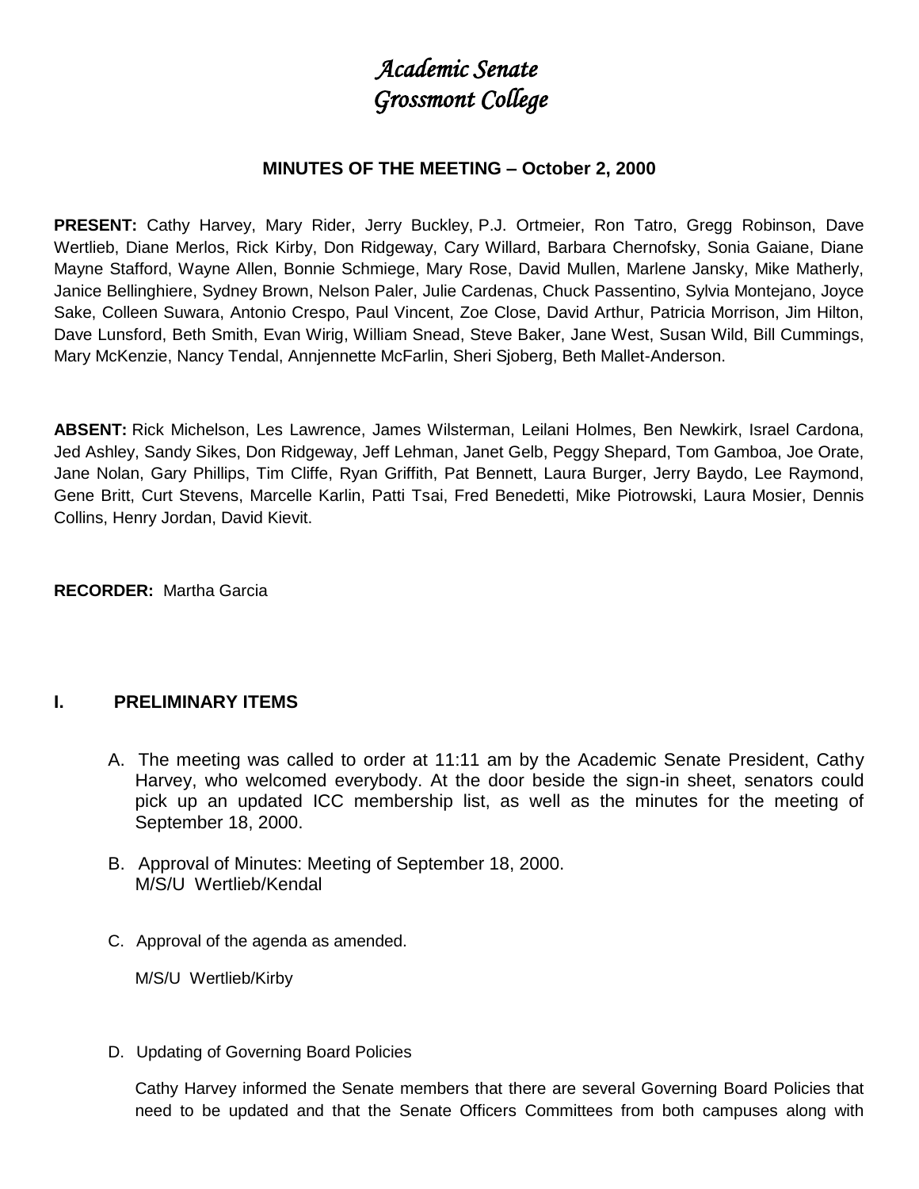# *Academic Senate*
# *Grossmont College*

**MINUTES OF THE MEETING – October 2, 2000**

**PRESENT:** Cathy Harvey, Mary Rider, Jerry Buckley, P.J. Ortmeier, Ron Tatro, Gregg Robinson, Dave Wertlieb, Diane Merlos, Rick Kirby, Don Ridgeway, Cary Willard, Barbara Chernofsky, Sonia Gaiane, Diane Mayne Stafford, Wayne Allen, Bonnie Schmiege, Mary Rose, David Mullen, Marlene Jansky, Mike Matherly, Janice Bellinghiere, Sydney Brown, Nelson Paler, Julie Cardenas, Chuck Passentino, Sylvia Montejano, Joyce Sake, Colleen Suwara, Antonio Crespo, Paul Vincent, Zoe Close, David Arthur, Patricia Morrison, Jim Hilton, Dave Lunsford, Beth Smith, Evan Wirig, William Snead, Steve Baker, Jane West, Susan Wild, Bill Cummings, Mary McKenzie, Nancy Tendal, Annjennette McFarlin, Sheri Sjoberg, Beth Mallet-Anderson.

**ABSENT:** Rick Michelson, Les Lawrence, James Wilsterman, Leilani Holmes, Ben Newkirk, Israel Cardona, Jed Ashley, Sandy Sikes, Don Ridgeway, Jeff Lehman, Janet Gelb, Peggy Shepard, Tom Gamboa, Joe Orate, Jane Nolan, Gary Phillips, Tim Cliffe, Ryan Griffith, Pat Bennett, Laura Burger, Jerry Baydo, Lee Raymond, Gene Britt, Curt Stevens, Marcelle Karlin, Patti Tsai, Fred Benedetti, Mike Piotrowski, Laura Mosier, Dennis Collins, Henry Jordan, David Kievit.

**RECORDER:** Martha Garcia

## I. PRELIMINARY ITEMS

A. The meeting was called to order at 11:11 am by the Academic Senate President, Cathy Harvey, who welcomed everybody. At the door beside the sign-in sheet, senators could pick up an updated ICC membership list, as well as the minutes for the meeting of September 18, 2000.

B. Approval of Minutes: Meeting of September 18, 2000.
M/S/U Wertlieb/Kendal

C. Approval of the agenda as amended.

M/S/U Wertlieb/Kirby

D. Updating of Governing Board Policies

Cathy Harvey informed the Senate members that there are several Governing Board Policies that need to be updated and that the Senate Officers Committees from both campuses along with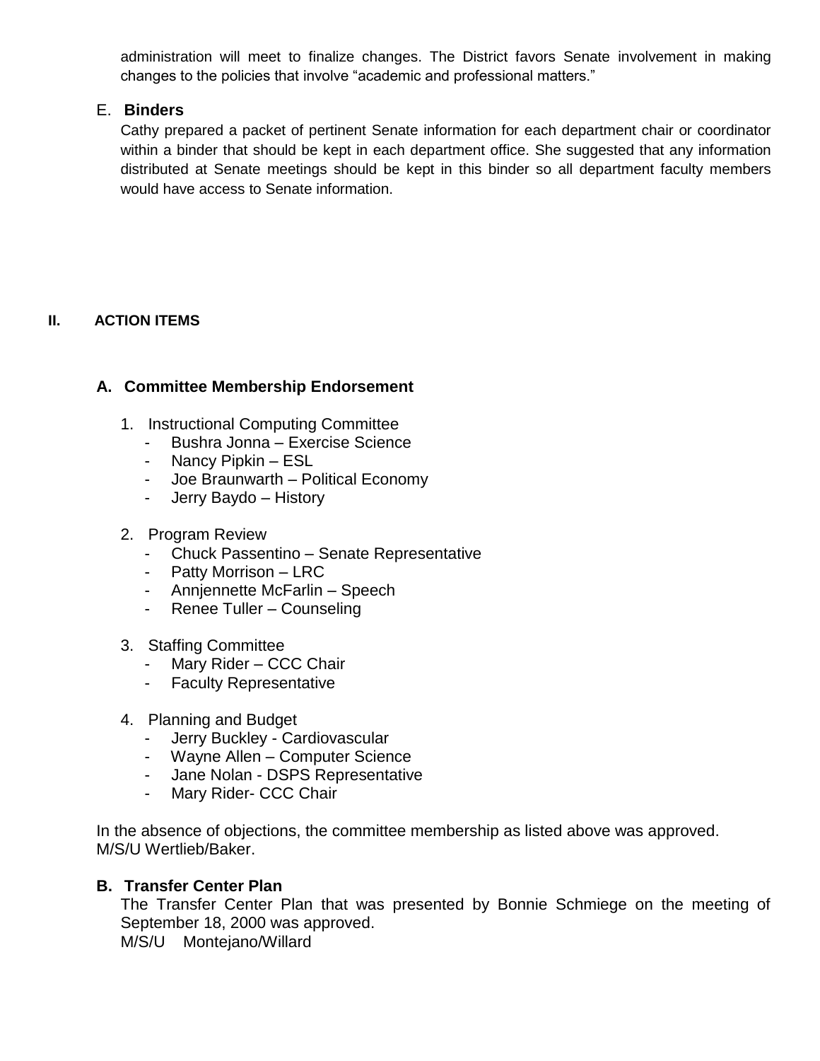administration will meet to finalize changes. The District favors Senate involvement in making changes to the policies that involve "academic and professional matters."

E. **Binders**

Cathy prepared a packet of pertinent Senate information for each department chair or coordinator within a binder that should be kept in each department office. She suggested that any information distributed at Senate meetings should be kept in this binder so all department faculty members would have access to Senate information.

## II. ACTION ITEMS

### A. Committee Membership Endorsement

1. Instructional Computing Committee
   - Bushra Jonna – Exercise Science
   - Nancy Pipkin – ESL
   - Joe Braunwarth – Political Economy
   - Jerry Baydo – History
2. Program Review
   - Chuck Passentino – Senate Representative
   - Patty Morrison – LRC
   - Annjennette McFarlin – Speech
   - Renee Tuller – Counseling
3. Staffing Committee
   - Mary Rider – CCC Chair
   - Faculty Representative
4. Planning and Budget
   - Jerry Buckley - Cardiovascular
   - Wayne Allen – Computer Science
   - Jane Nolan - DSPS Representative
   - Mary Rider- CCC Chair

In the absence of objections, the committee membership as listed above was approved.
M/S/U Wertlieb/Baker.

### B. Transfer Center Plan

The Transfer Center Plan that was presented by Bonnie Schmiege on the meeting of September 18, 2000 was approved.
M/S/U Montejano/Willard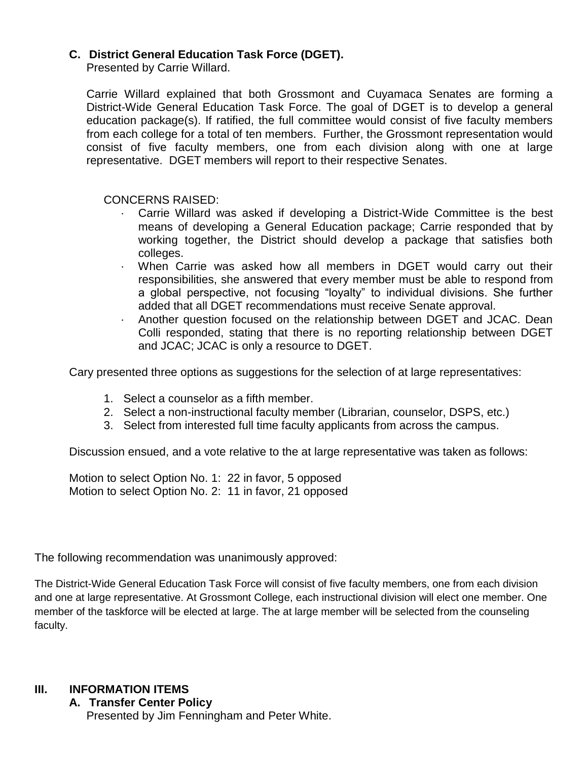### C. District General Education Task Force (DGET).

Presented by Carrie Willard.

Carrie Willard explained that both Grossmont and Cuyamaca Senates are forming a District-Wide General Education Task Force. The goal of DGET is to develop a general education package(s). If ratified, the full committee would consist of five faculty members from each college for a total of ten members. Further, the Grossmont representation would consist of five faculty members, one from each division along with one at large representative. DGET members will report to their respective Senates.

CONCERNS RAISED:

- Carrie Willard was asked if developing a District-Wide Committee is the best means of developing a General Education package; Carrie responded that by working together, the District should develop a package that satisfies both colleges.
- When Carrie was asked how all members in DGET would carry out their responsibilities, she answered that every member must be able to respond from a global perspective, not focusing "loyalty" to individual divisions. She further added that all DGET recommendations must receive Senate approval.
- Another question focused on the relationship between DGET and JCAC. Dean Colli responded, stating that there is no reporting relationship between DGET and JCAC; JCAC is only a resource to DGET.

Cary presented three options as suggestions for the selection of at large representatives:

1. Select a counselor as a fifth member.
2. Select a non-instructional faculty member (Librarian, counselor, DSPS, etc.)
3. Select from interested full time faculty applicants from across the campus.

Discussion ensued, and a vote relative to the at large representative was taken as follows:

Motion to select Option No. 1: 22 in favor, 5 opposed
Motion to select Option No. 2: 11 in favor, 21 opposed

The following recommendation was unanimously approved:

The District-Wide General Education Task Force will consist of five faculty members, one from each division and one at large representative. At Grossmont College, each instructional division will elect one member. One member of the taskforce will be elected at large. The at large member will be selected from the counseling faculty.

## III. INFORMATION ITEMS

### A. Transfer Center Policy

Presented by Jim Fenningham and Peter White.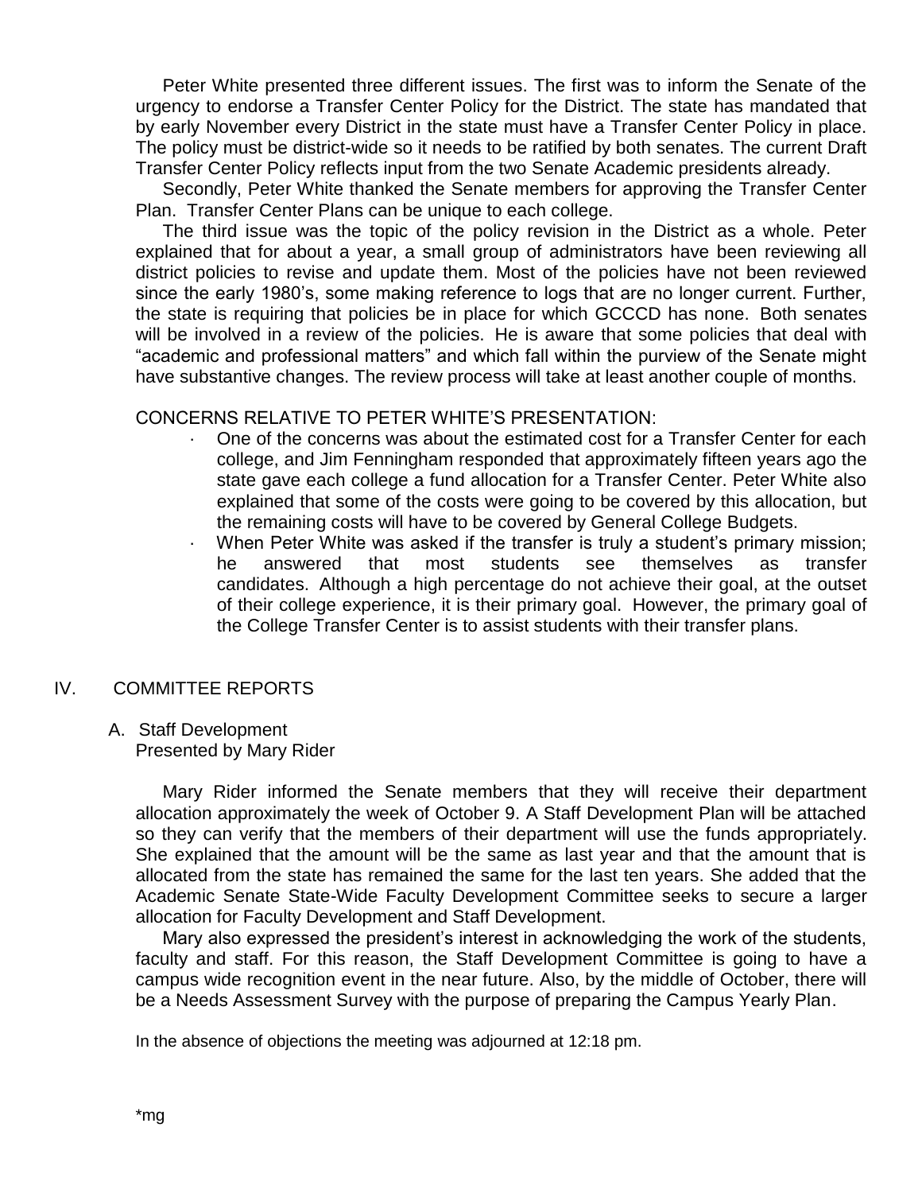Peter White presented three different issues. The first was to inform the Senate of the urgency to endorse a Transfer Center Policy for the District. The state has mandated that by early November every District in the state must have a Transfer Center Policy in place. The policy must be district-wide so it needs to be ratified by both senates. The current Draft Transfer Center Policy reflects input from the two Senate Academic presidents already.

Secondly, Peter White thanked the Senate members for approving the Transfer Center Plan. Transfer Center Plans can be unique to each college.

The third issue was the topic of the policy revision in the District as a whole. Peter explained that for about a year, a small group of administrators have been reviewing all district policies to revise and update them. Most of the policies have not been reviewed since the early 1980's, some making reference to logs that are no longer current. Further, the state is requiring that policies be in place for which GCCCD has none. Both senates will be involved in a review of the policies. He is aware that some policies that deal with "academic and professional matters" and which fall within the purview of the Senate might have substantive changes. The review process will take at least another couple of months.

CONCERNS RELATIVE TO PETER WHITE'S PRESENTATION:

- One of the concerns was about the estimated cost for a Transfer Center for each college, and Jim Fenningham responded that approximately fifteen years ago the state gave each college a fund allocation for a Transfer Center. Peter White also explained that some of the costs were going to be covered by this allocation, but the remaining costs will have to be covered by General College Budgets.
- When Peter White was asked if the transfer is truly a student's primary mission; he answered that most students see themselves as transfer candidates. Although a high percentage do not achieve their goal, at the outset of their college experience, it is their primary goal. However, the primary goal of the College Transfer Center is to assist students with their transfer plans.

## IV. COMMITTEE REPORTS

### A. Staff Development

Presented by Mary Rider

Mary Rider informed the Senate members that they will receive their department allocation approximately the week of October 9. A Staff Development Plan will be attached so they can verify that the members of their department will use the funds appropriately. She explained that the amount will be the same as last year and that the amount that is allocated from the state has remained the same for the last ten years. She added that the Academic Senate State-Wide Faculty Development Committee seeks to secure a larger allocation for Faculty Development and Staff Development.

Mary also expressed the president's interest in acknowledging the work of the students, faculty and staff. For this reason, the Staff Development Committee is going to have a campus wide recognition event in the near future. Also, by the middle of October, there will be a Needs Assessment Survey with the purpose of preparing the Campus Yearly Plan.

In the absence of objections the meeting was adjourned at 12:18 pm.

*mg